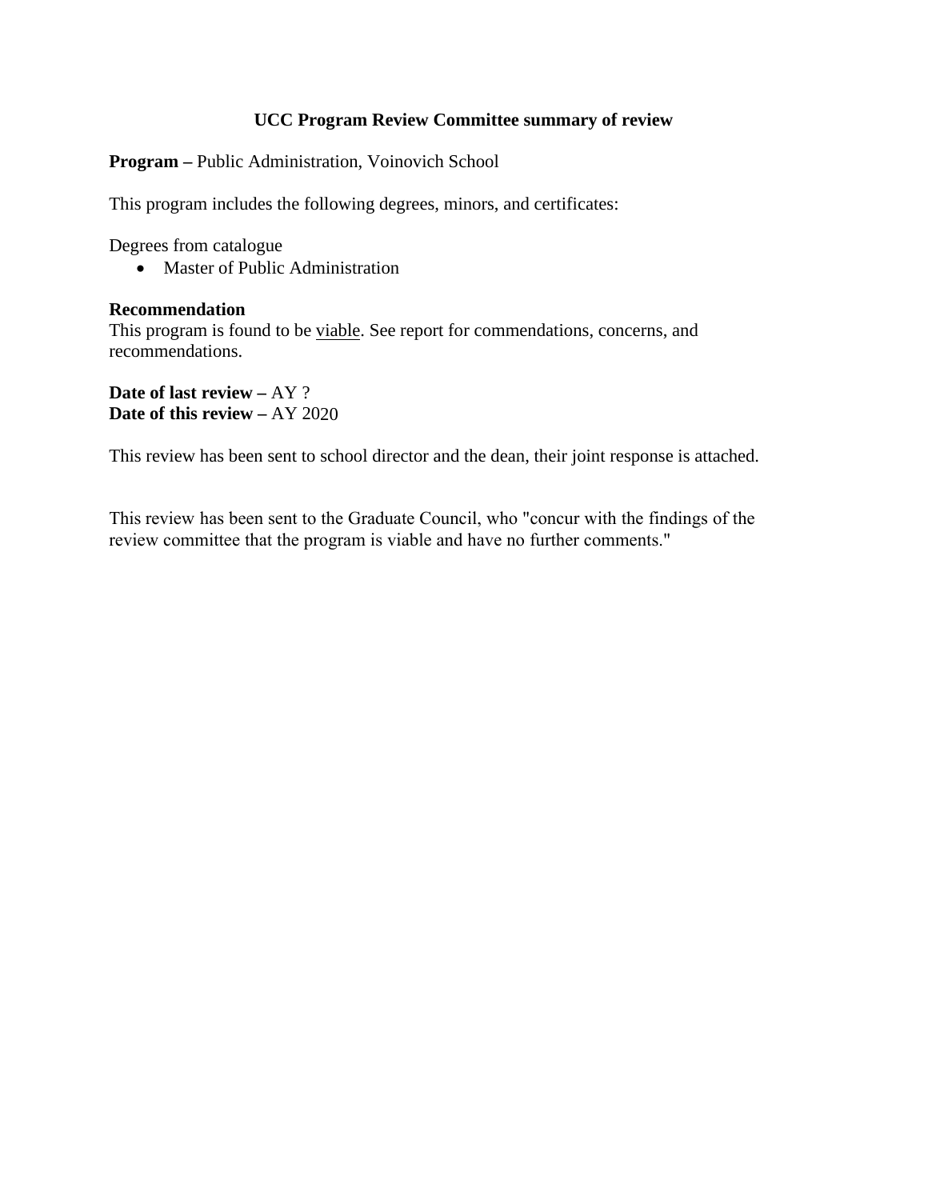# UCC Program Review Committee summary of review

**Program –** Public Administration, Voinovich School

This program includes the following degrees, minors, and certificates:

Degrees from catalogue

- Master of Public Administration

**Recommendation**
This program is found to be viable. See report for commendations, concerns, and recommendations.

**Date of last review –** AY ?
**Date of this review –** AY 2020

This review has been sent to school director and the dean, their joint response is attached.

This review has been sent to the Graduate Council, who "concur with the findings of the review committee that the program is viable and have no further comments."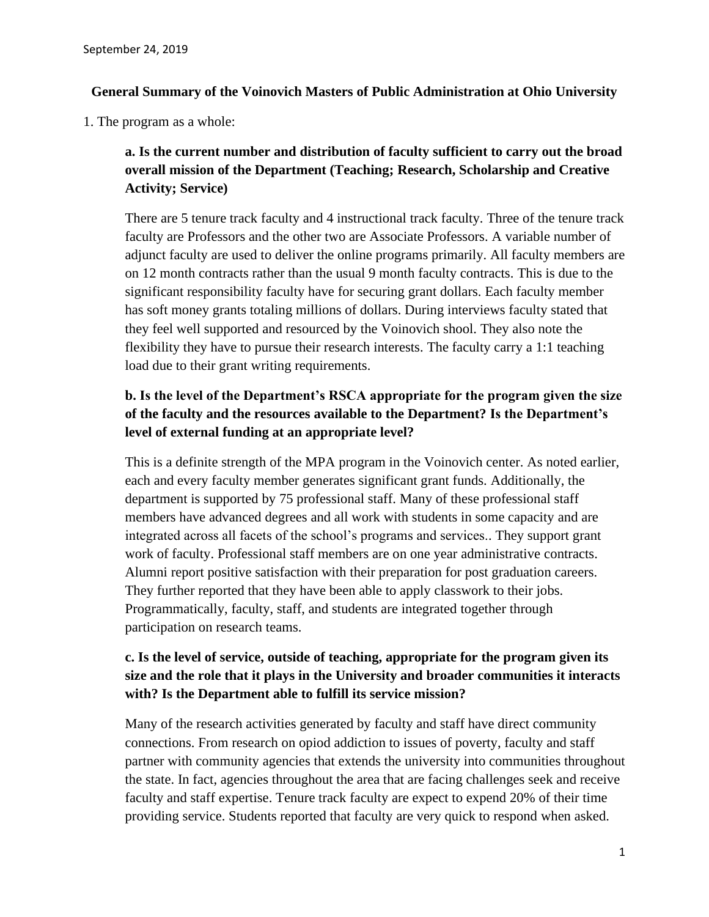September 24, 2019

**General Summary of the Voinovich Masters of Public Administration at Ohio University**

1. The program as a whole:

**a. Is the current number and distribution of faculty sufficient to carry out the broad overall mission of the Department (Teaching; Research, Scholarship and Creative Activity; Service)**

There are 5 tenure track faculty and 4 instructional track faculty. Three of the tenure track faculty are Professors and the other two are Associate Professors. A variable number of adjunct faculty are used to deliver the online programs primarily. All faculty members are on 12 month contracts rather than the usual 9 month faculty contracts. This is due to the significant responsibility faculty have for securing grant dollars. Each faculty member has soft money grants totaling millions of dollars. During interviews faculty stated that they feel well supported and resourced by the Voinovich shool. They also note the flexibility they have to pursue their research interests. The faculty carry a 1:1 teaching load due to their grant writing requirements.

**b. Is the level of the Department's RSCA appropriate for the program given the size of the faculty and the resources available to the Department? Is the Department's level of external funding at an appropriate level?**

This is a definite strength of the MPA program in the Voinovich center. As noted earlier, each and every faculty member generates significant grant funds. Additionally, the department is supported by 75 professional staff. Many of these professional staff members have advanced degrees and all work with students in some capacity and are integrated across all facets of the school's programs and services.. They support grant work of faculty. Professional staff members are on one year administrative contracts. Alumni report positive satisfaction with their preparation for post graduation careers. They further reported that they have been able to apply classwork to their jobs. Programmatically, faculty, staff, and students are integrated together through participation on research teams.

**c. Is the level of service, outside of teaching, appropriate for the program given its size and the role that it plays in the University and broader communities it interacts with? Is the Department able to fulfill its service mission?**

Many of the research activities generated by faculty and staff have direct community connections. From research on opiod addiction to issues of poverty, faculty and staff partner with community agencies that extends the university into communities throughout the state. In fact, agencies throughout the area that are facing challenges seek and receive faculty and staff expertise. Tenure track faculty are expect to expend 20% of their time providing service. Students reported that faculty are very quick to respond when asked.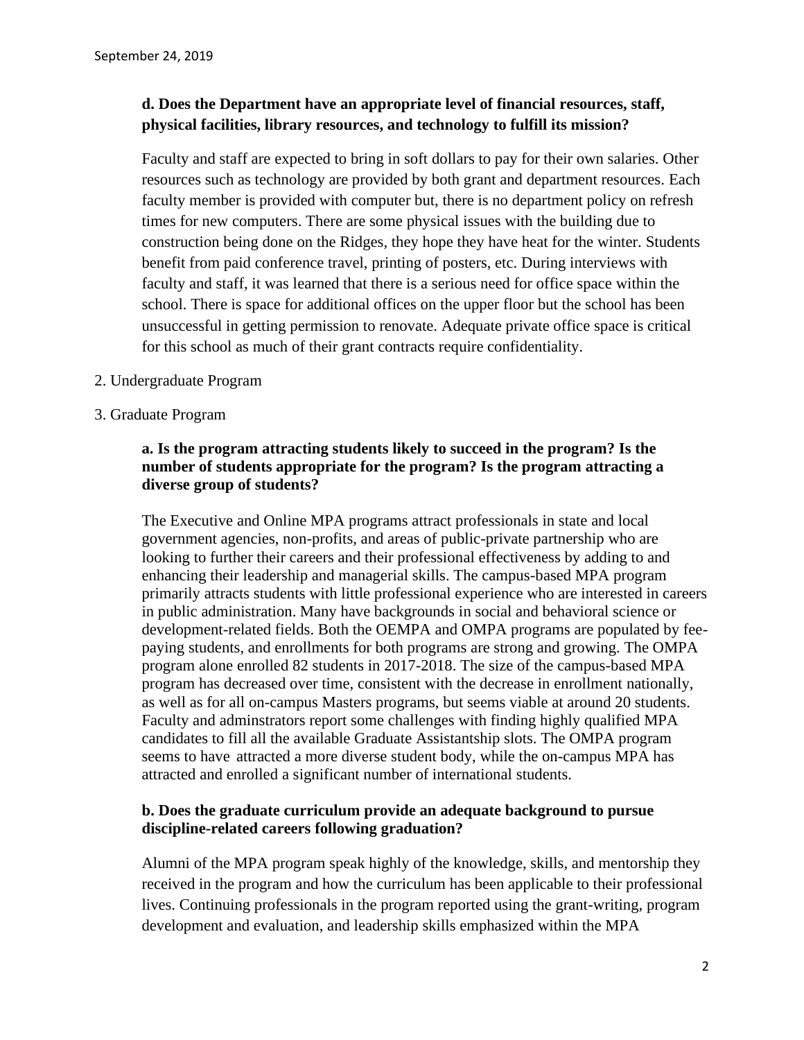**d. Does the Department have an appropriate level of financial resources, staff, physical facilities, library resources, and technology to fulfill its mission?**

Faculty and staff are expected to bring in soft dollars to pay for their own salaries. Other resources such as technology are provided by both grant and department resources. Each faculty member is provided with computer but, there is no department policy on refresh times for new computers. There are some physical issues with the building due to construction being done on the Ridges, they hope they have heat for the winter. Students benefit from paid conference travel, printing of posters, etc. During interviews with faculty and staff, it was learned that there is a serious need for office space within the school. There is space for additional offices on the upper floor but the school has been unsuccessful in getting permission to renovate. Adequate private office space is critical for this school as much of their grant contracts require confidentiality.

2. Undergraduate Program

3. Graduate Program

**a. Is the program attracting students likely to succeed in the program? Is the number of students appropriate for the program? Is the program attracting a diverse group of students?**

The Executive and Online MPA programs attract professionals in state and local government agencies, non-profits, and areas of public-private partnership who are looking to further their careers and their professional effectiveness by adding to and enhancing their leadership and managerial skills. The campus-based MPA program primarily attracts students with little professional experience who are interested in careers in public administration. Many have backgrounds in social and behavioral science or development-related fields. Both the OEMPA and OMPA programs are populated by fee-paying students, and enrollments for both programs are strong and growing. The OMPA program alone enrolled 82 students in 2017-2018. The size of the campus-based MPA program has decreased over time, consistent with the decrease in enrollment nationally, as well as for all on-campus Masters programs, but seems viable at around 20 students. Faculty and adminstrators report some challenges with finding highly qualified MPA candidates to fill all the available Graduate Assistantship slots. The OMPA program seems to have attracted a more diverse student body, while the on-campus MPA has attracted and enrolled a significant number of international students.

**b. Does the graduate curriculum provide an adequate background to pursue discipline-related careers following graduation?**

Alumni of the MPA program speak highly of the knowledge, skills, and mentorship they received in the program and how the curriculum has been applicable to their professional lives. Continuing professionals in the program reported using the grant-writing, program development and evaluation, and leadership skills emphasized within the MPA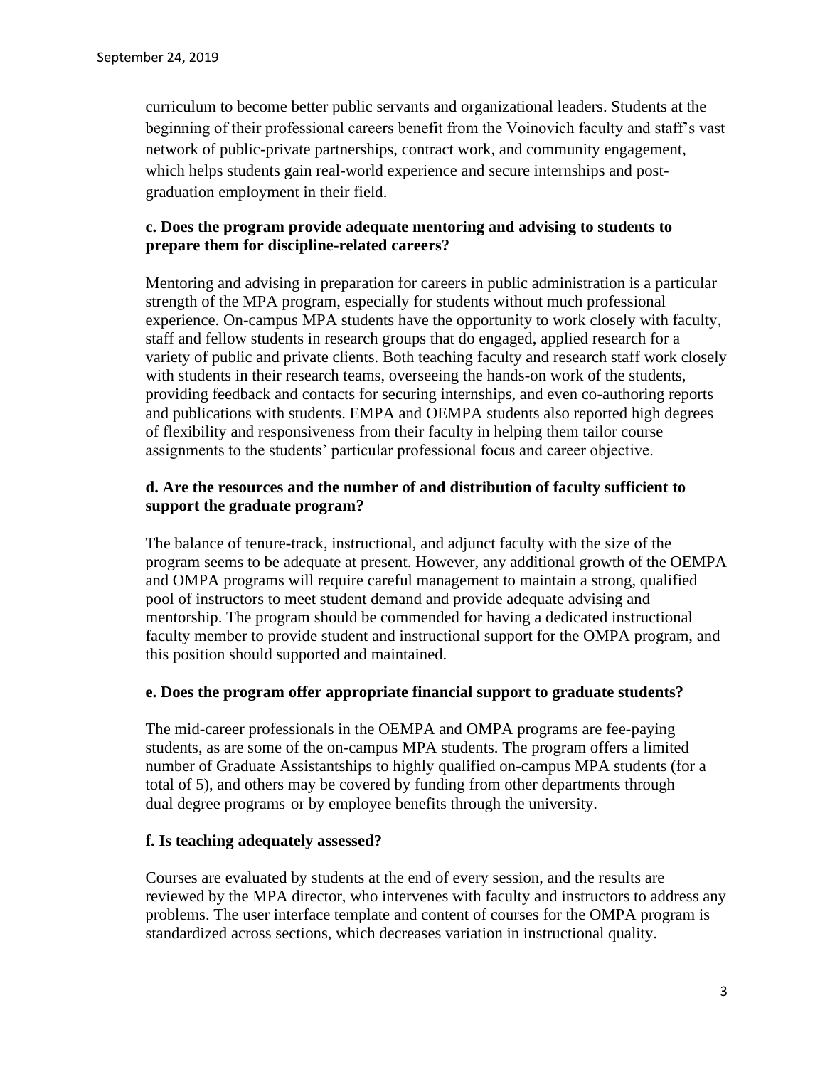curriculum to become better public servants and organizational leaders. Students at the beginning of their professional careers benefit from the Voinovich faculty and staff's vast network of public-private partnerships, contract work, and community engagement, which helps students gain real-world experience and secure internships and post-graduation employment in their field.

**c. Does the program provide adequate mentoring and advising to students to prepare them for discipline-related careers?**

Mentoring and advising in preparation for careers in public administration is a particular strength of the MPA program, especially for students without much professional experience. On-campus MPA students have the opportunity to work closely with faculty, staff and fellow students in research groups that do engaged, applied research for a variety of public and private clients. Both teaching faculty and research staff work closely with students in their research teams, overseeing the hands-on work of the students, providing feedback and contacts for securing internships, and even co-authoring reports and publications with students. EMPA and OEMPA students also reported high degrees of flexibility and responsiveness from their faculty in helping them tailor course assignments to the students' particular professional focus and career objective.

**d. Are the resources and the number of and distribution of faculty sufficient to support the graduate program?**

The balance of tenure-track, instructional, and adjunct faculty with the size of the program seems to be adequate at present. However, any additional growth of the OEMPA and OMPA programs will require careful management to maintain a strong, qualified pool of instructors to meet student demand and provide adequate advising and mentorship. The program should be commended for having a dedicated instructional faculty member to provide student and instructional support for the OMPA program, and this position should supported and maintained.

**e. Does the program offer appropriate financial support to graduate students?**

The mid-career professionals in the OEMPA and OMPA programs are fee-paying students, as are some of the on-campus MPA students. The program offers a limited number of Graduate Assistantships to highly qualified on-campus MPA students (for a total of 5), and others may be covered by funding from other departments through dual degree programs or by employee benefits through the university.

**f. Is teaching adequately assessed?**

Courses are evaluated by students at the end of every session, and the results are reviewed by the MPA director, who intervenes with faculty and instructors to address any problems. The user interface template and content of courses for the OMPA program is standardized across sections, which decreases variation in instructional quality.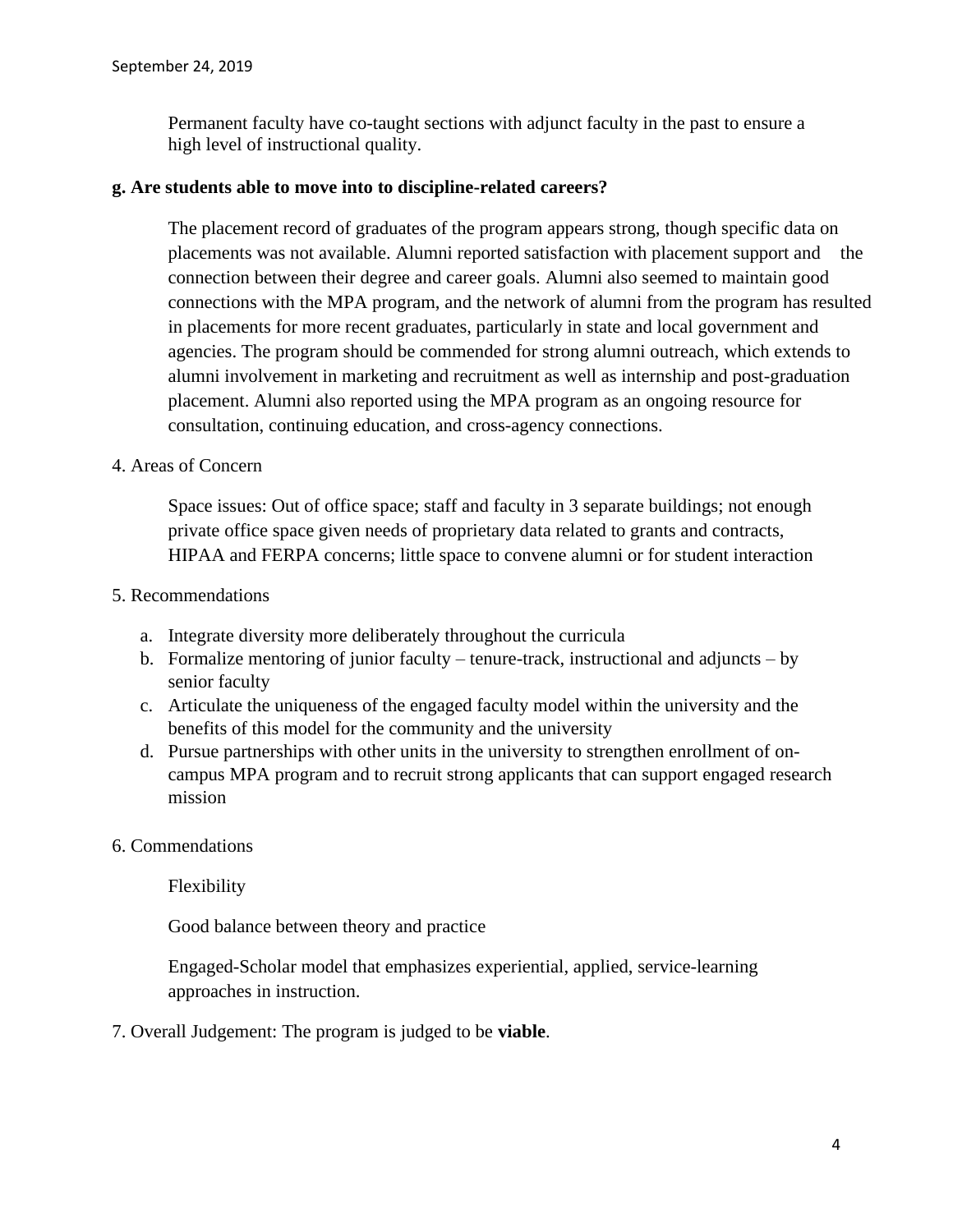Permanent faculty have co-taught sections with adjunct faculty in the past to ensure a high level of instructional quality.

**g. Are students able to move into to discipline-related careers?**

The placement record of graduates of the program appears strong, though specific data on placements was not available. Alumni reported satisfaction with placement support and the connection between their degree and career goals. Alumni also seemed to maintain good connections with the MPA program, and the network of alumni from the program has resulted in placements for more recent graduates, particularly in state and local government and agencies. The program should be commended for strong alumni outreach, which extends to alumni involvement in marketing and recruitment as well as internship and post-graduation placement. Alumni also reported using the MPA program as an ongoing resource for consultation, continuing education, and cross-agency connections.

4. Areas of Concern

Space issues: Out of office space; staff and faculty in 3 separate buildings; not enough private office space given needs of proprietary data related to grants and contracts, HIPAA and FERPA concerns; little space to convene alumni or for student interaction

5. Recommendations

a. Integrate diversity more deliberately throughout the curricula
b. Formalize mentoring of junior faculty – tenure-track, instructional and adjuncts – by senior faculty
c. Articulate the uniqueness of the engaged faculty model within the university and the benefits of this model for the community and the university
d. Pursue partnerships with other units in the university to strengthen enrollment of on-campus MPA program and to recruit strong applicants that can support engaged research mission

6. Commendations

Flexibility

Good balance between theory and practice

Engaged-Scholar model that emphasizes experiential, applied, service-learning approaches in instruction.

7. Overall Judgement: The program is judged to be **viable**.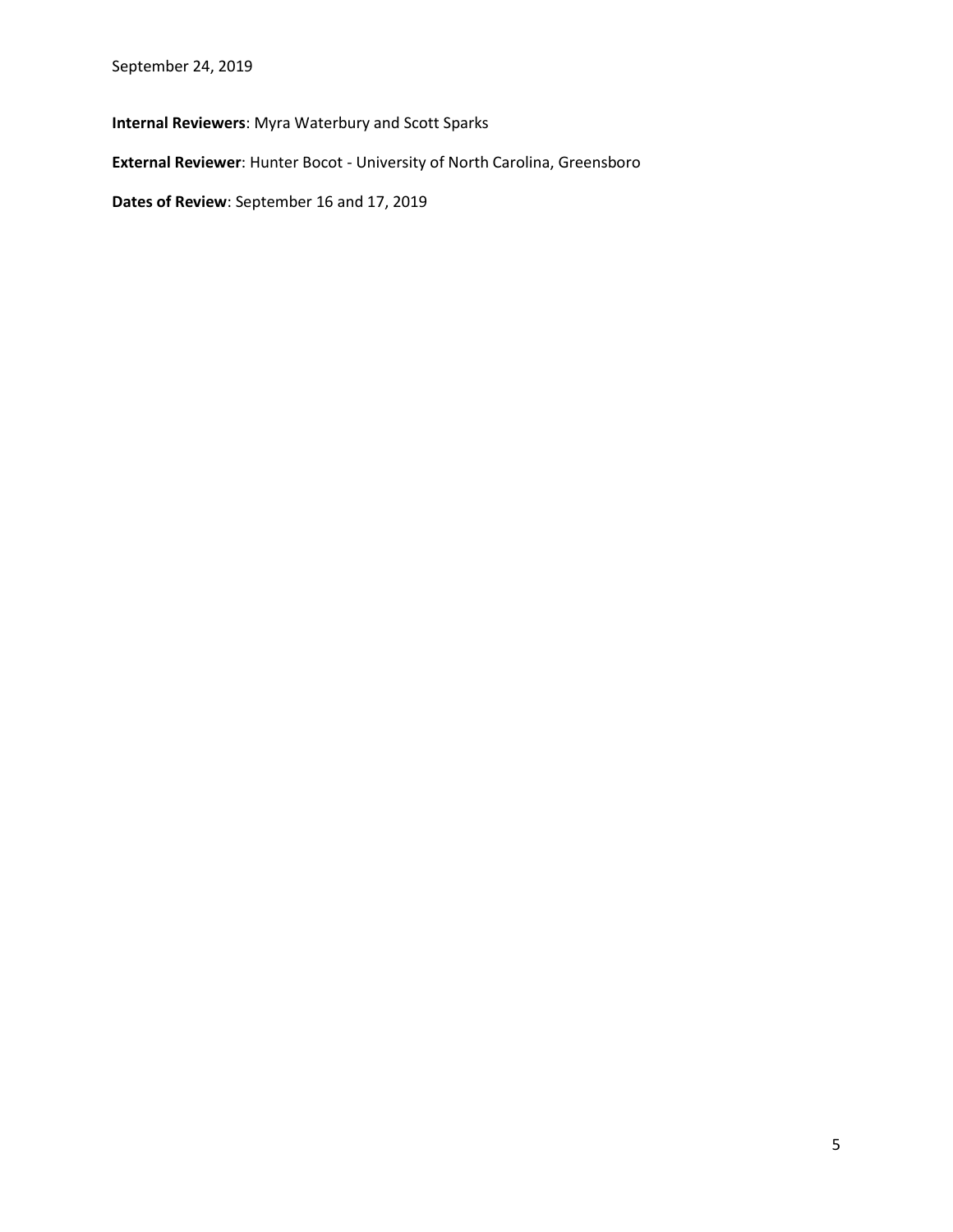September 24, 2019

**Internal Reviewers**: Myra Waterbury and Scott Sparks

**External Reviewer**: Hunter Bocot - University of North Carolina, Greensboro

**Dates of Review**: September 16 and 17, 2019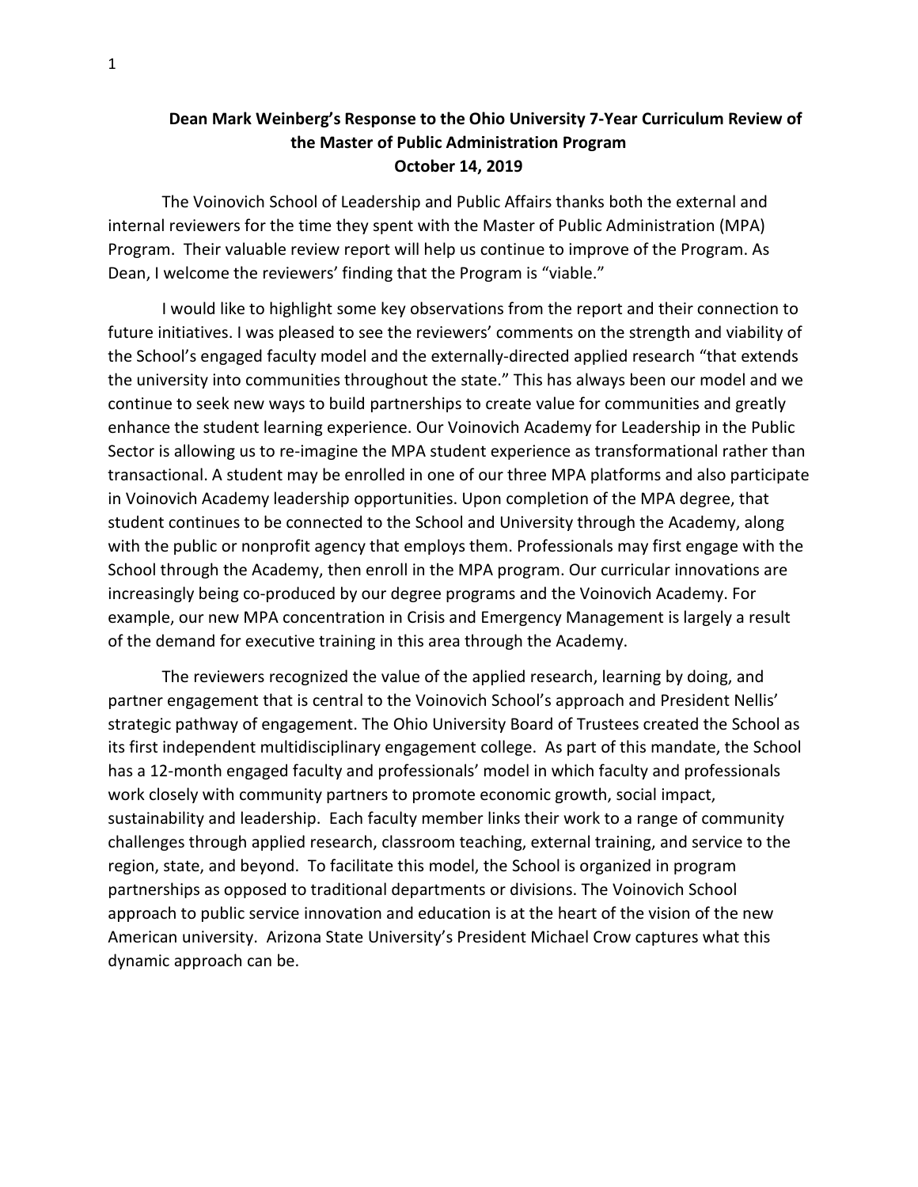**Dean Mark Weinberg's Response to the Ohio University 7-Year Curriculum Review of the Master of Public Administration Program**
**October 14, 2019**

The Voinovich School of Leadership and Public Affairs thanks both the external and internal reviewers for the time they spent with the Master of Public Administration (MPA) Program. Their valuable review report will help us continue to improve of the Program. As Dean, I welcome the reviewers' finding that the Program is "viable."

I would like to highlight some key observations from the report and their connection to future initiatives. I was pleased to see the reviewers' comments on the strength and viability of the School's engaged faculty model and the externally-directed applied research "that extends the university into communities throughout the state." This has always been our model and we continue to seek new ways to build partnerships to create value for communities and greatly enhance the student learning experience. Our Voinovich Academy for Leadership in the Public Sector is allowing us to re-imagine the MPA student experience as transformational rather than transactional. A student may be enrolled in one of our three MPA platforms and also participate in Voinovich Academy leadership opportunities. Upon completion of the MPA degree, that student continues to be connected to the School and University through the Academy, along with the public or nonprofit agency that employs them. Professionals may first engage with the School through the Academy, then enroll in the MPA program. Our curricular innovations are increasingly being co-produced by our degree programs and the Voinovich Academy. For example, our new MPA concentration in Crisis and Emergency Management is largely a result of the demand for executive training in this area through the Academy.

The reviewers recognized the value of the applied research, learning by doing, and partner engagement that is central to the Voinovich School's approach and President Nellis' strategic pathway of engagement. The Ohio University Board of Trustees created the School as its first independent multidisciplinary engagement college. As part of this mandate, the School has a 12-month engaged faculty and professionals' model in which faculty and professionals work closely with community partners to promote economic growth, social impact, sustainability and leadership. Each faculty member links their work to a range of community challenges through applied research, classroom teaching, external training, and service to the region, state, and beyond. To facilitate this model, the School is organized in program partnerships as opposed to traditional departments or divisions. The Voinovich School approach to public service innovation and education is at the heart of the vision of the new American university. Arizona State University's President Michael Crow captures what this dynamic approach can be.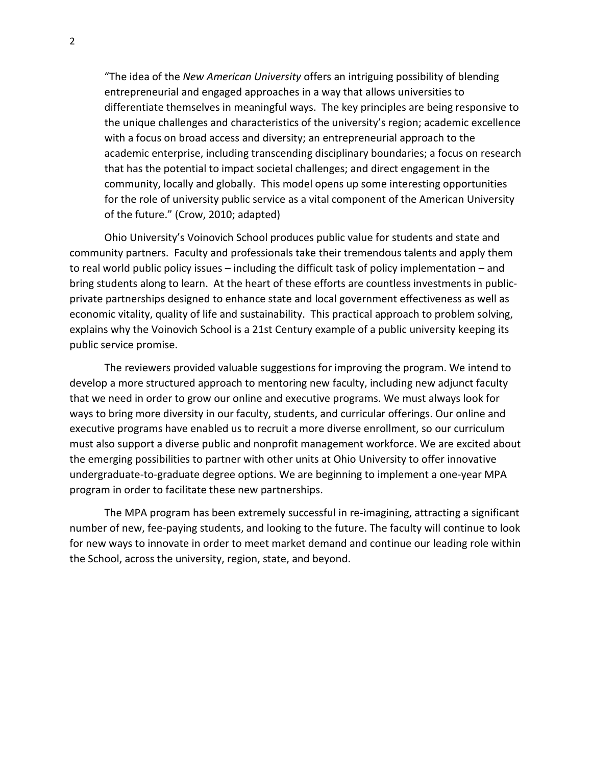> "The idea of the *New American University* offers an intriguing possibility of blending entrepreneurial and engaged approaches in a way that allows universities to differentiate themselves in meaningful ways. The key principles are being responsive to the unique challenges and characteristics of the university's region; academic excellence with a focus on broad access and diversity; an entrepreneurial approach to the academic enterprise, including transcending disciplinary boundaries; a focus on research that has the potential to impact societal challenges; and direct engagement in the community, locally and globally. This model opens up some interesting opportunities for the role of university public service as a vital component of the American University of the future." (Crow, 2010; adapted)

Ohio University's Voinovich School produces public value for students and state and community partners. Faculty and professionals take their tremendous talents and apply them to real world public policy issues – including the difficult task of policy implementation – and bring students along to learn. At the heart of these efforts are countless investments in public-private partnerships designed to enhance state and local government effectiveness as well as economic vitality, quality of life and sustainability. This practical approach to problem solving, explains why the Voinovich School is a 21st Century example of a public university keeping its public service promise.

The reviewers provided valuable suggestions for improving the program. We intend to develop a more structured approach to mentoring new faculty, including new adjunct faculty that we need in order to grow our online and executive programs. We must always look for ways to bring more diversity in our faculty, students, and curricular offerings. Our online and executive programs have enabled us to recruit a more diverse enrollment, so our curriculum must also support a diverse public and nonprofit management workforce. We are excited about the emerging possibilities to partner with other units at Ohio University to offer innovative undergraduate-to-graduate degree options. We are beginning to implement a one-year MPA program in order to facilitate these new partnerships.

The MPA program has been extremely successful in re-imagining, attracting a significant number of new, fee-paying students, and looking to the future. The faculty will continue to look for new ways to innovate in order to meet market demand and continue our leading role within the School, across the university, region, state, and beyond.